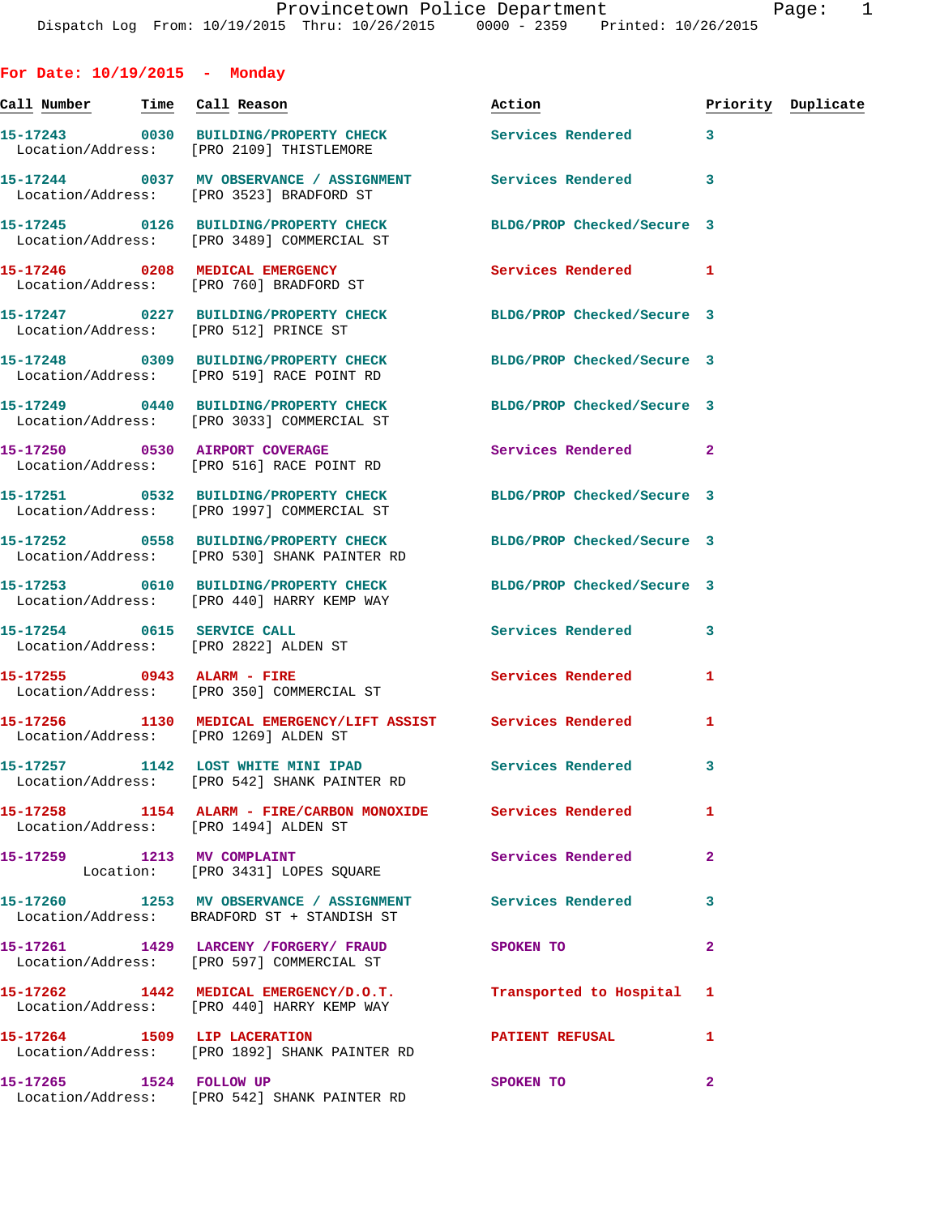Provincetown Police Department
Dispatch Log From: 10/19/2015 Thru: 10/26/2015 0000 - 2359 Printed: 10/26/2015

## For Date: 10/19/2015 - Monday

| Call Number | Time | Call Reason | Action | Priority | Duplicate |
|---|---|---|---|---|---|
| 15-17243 | 0030 | BUILDING/PROPERTY CHECK | Services Rendered | 3 | |
| Location/Address: | | [PRO 2109] THISTLEMORE | | | |
| 15-17244 | 0037 | MV OBSERVANCE / ASSIGNMENT | Services Rendered | 3 | |
| Location/Address: | | [PRO 3523] BRADFORD ST | | | |
| 15-17245 | 0126 | BUILDING/PROPERTY CHECK | BLDG/PROP Checked/Secure | 3 | |
| Location/Address: | | [PRO 3489] COMMERCIAL ST | | | |
| 15-17246 | 0208 | MEDICAL EMERGENCY | Services Rendered | 1 | |
| Location/Address: | | [PRO 760] BRADFORD ST | | | |
| 15-17247 | 0227 | BUILDING/PROPERTY CHECK | BLDG/PROP Checked/Secure | 3 | |
| Location/Address: | | [PRO 512] PRINCE ST | | | |
| 15-17248 | 0309 | BUILDING/PROPERTY CHECK | BLDG/PROP Checked/Secure | 3 | |
| Location/Address: | | [PRO 519] RACE POINT RD | | | |
| 15-17249 | 0440 | BUILDING/PROPERTY CHECK | BLDG/PROP Checked/Secure | 3 | |
| Location/Address: | | [PRO 3033] COMMERCIAL ST | | | |
| 15-17250 | 0530 | AIRPORT COVERAGE | Services Rendered | 2 | |
| Location/Address: | | [PRO 516] RACE POINT RD | | | |
| 15-17251 | 0532 | BUILDING/PROPERTY CHECK | BLDG/PROP Checked/Secure | 3 | |
| Location/Address: | | [PRO 1997] COMMERCIAL ST | | | |
| 15-17252 | 0558 | BUILDING/PROPERTY CHECK | BLDG/PROP Checked/Secure | 3 | |
| Location/Address: | | [PRO 530] SHANK PAINTER RD | | | |
| 15-17253 | 0610 | BUILDING/PROPERTY CHECK | BLDG/PROP Checked/Secure | 3 | |
| Location/Address: | | [PRO 440] HARRY KEMP WAY | | | |
| 15-17254 | 0615 | SERVICE CALL | Services Rendered | 3 | |
| Location/Address: | | [PRO 2822] ALDEN ST | | | |
| 15-17255 | 0943 | ALARM - FIRE | Services Rendered | 1 | |
| Location/Address: | | [PRO 350] COMMERCIAL ST | | | |
| 15-17256 | 1130 | MEDICAL EMERGENCY/LIFT ASSIST | Services Rendered | 1 | |
| Location/Address: | | [PRO 1269] ALDEN ST | | | |
| 15-17257 | 1142 | LOST WHITE MINI IPAD | Services Rendered | 3 | |
| Location/Address: | | [PRO 542] SHANK PAINTER RD | | | |
| 15-17258 | 1154 | ALARM - FIRE/CARBON MONOXIDE | Services Rendered | 1 | |
| Location/Address: | | [PRO 1494] ALDEN ST | | | |
| 15-17259 | 1213 | MV COMPLAINT | Services Rendered | 2 | |
| Location: | | [PRO 3431] LOPES SQUARE | | | |
| 15-17260 | 1253 | MV OBSERVANCE / ASSIGNMENT | Services Rendered | 3 | |
| Location/Address: | | BRADFORD ST + STANDISH ST | | | |
| 15-17261 | 1429 | LARCENY /FORGERY/ FRAUD | SPOKEN TO | 2 | |
| Location/Address: | | [PRO 597] COMMERCIAL ST | | | |
| 15-17262 | 1442 | MEDICAL EMERGENCY/D.O.T. | Transported to Hospital | 1 | |
| Location/Address: | | [PRO 440] HARRY KEMP WAY | | | |
| 15-17264 | 1509 | LIP LACERATION | PATIENT REFUSAL | 1 | |
| Location/Address: | | [PRO 1892] SHANK PAINTER RD | | | |
| 15-17265 | 1524 | FOLLOW UP | SPOKEN TO | 2 | |
| Location/Address: | | [PRO 542] SHANK PAINTER RD | | | |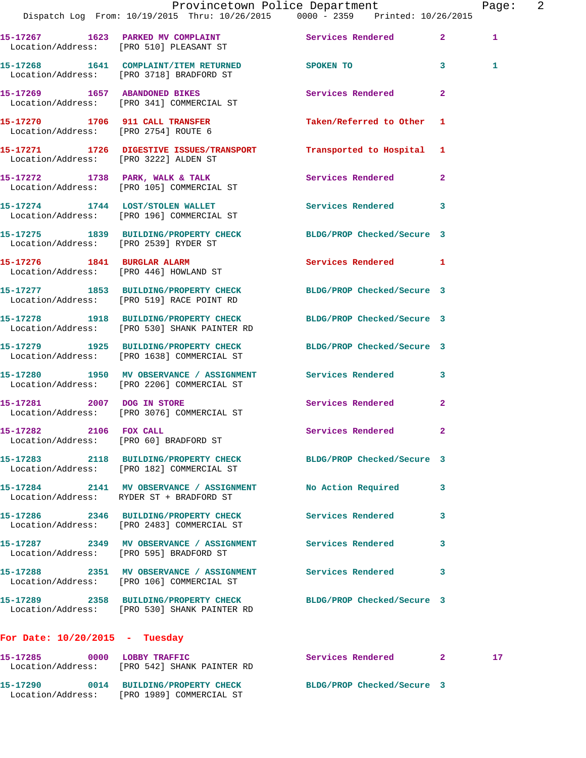15-17267 1623 PARKED MV COMPLAINT Services Rendered 2 1
Location/Address: [PRO 510] PLEASANT ST

15-17268 1641 COMPLAINT/ITEM RETURNED SPOKEN TO 3 1
Location/Address: [PRO 3718] BRADFORD ST

15-17269 1657 ABANDONED BIKES Services Rendered 2
Location/Address: [PRO 341] COMMERCIAL ST

15-17270 1706 911 CALL TRANSFER Taken/Referred to Other 1
Location/Address: [PRO 2754] ROUTE 6

15-17271 1726 DIGESTIVE ISSUES/TRANSPORT Transported to Hospital 1
Location/Address: [PRO 3222] ALDEN ST

15-17272 1738 PARK, WALK & TALK Services Rendered 2
Location/Address: [PRO 105] COMMERCIAL ST

15-17274 1744 LOST/STOLEN WALLET Services Rendered 3
Location/Address: [PRO 196] COMMERCIAL ST

15-17275 1839 BUILDING/PROPERTY CHECK BLDG/PROP Checked/Secure 3
Location/Address: [PRO 2539] RYDER ST

15-17276 1841 BURGLAR ALARM Services Rendered 1
Location/Address: [PRO 446] HOWLAND ST

15-17277 1853 BUILDING/PROPERTY CHECK BLDG/PROP Checked/Secure 3
Location/Address: [PRO 519] RACE POINT RD

15-17278 1918 BUILDING/PROPERTY CHECK BLDG/PROP Checked/Secure 3
Location/Address: [PRO 530] SHANK PAINTER RD

15-17279 1925 BUILDING/PROPERTY CHECK BLDG/PROP Checked/Secure 3
Location/Address: [PRO 1638] COMMERCIAL ST

15-17280 1950 MV OBSERVANCE / ASSIGNMENT Services Rendered 3
Location/Address: [PRO 2206] COMMERCIAL ST

15-17281 2007 DOG IN STORE Services Rendered 2
Location/Address: [PRO 3076] COMMERCIAL ST

15-17282 2106 FOX CALL Services Rendered 2
Location/Address: [PRO 60] BRADFORD ST

15-17283 2118 BUILDING/PROPERTY CHECK BLDG/PROP Checked/Secure 3
Location/Address: [PRO 182] COMMERCIAL ST

15-17284 2141 MV OBSERVANCE / ASSIGNMENT No Action Required 3
Location/Address: RYDER ST + BRADFORD ST

15-17286 2346 BUILDING/PROPERTY CHECK Services Rendered 3
Location/Address: [PRO 2483] COMMERCIAL ST

15-17287 2349 MV OBSERVANCE / ASSIGNMENT Services Rendered 3
Location/Address: [PRO 595] BRADFORD ST

15-17288 2351 MV OBSERVANCE / ASSIGNMENT Services Rendered 3
Location/Address: [PRO 106] COMMERCIAL ST

15-17289 2358 BUILDING/PROPERTY CHECK BLDG/PROP Checked/Secure 3
Location/Address: [PRO 530] SHANK PAINTER RD

**For Date: 10/20/2015 - Tuesday**

15-17285 0000 LOBBY TRAFFIC Services Rendered 2 17
Location/Address: [PRO 542] SHANK PAINTER RD

15-17290 0014 BUILDING/PROPERTY CHECK BLDG/PROP Checked/Secure 3
Location/Address: [PRO 1989] COMMERCIAL ST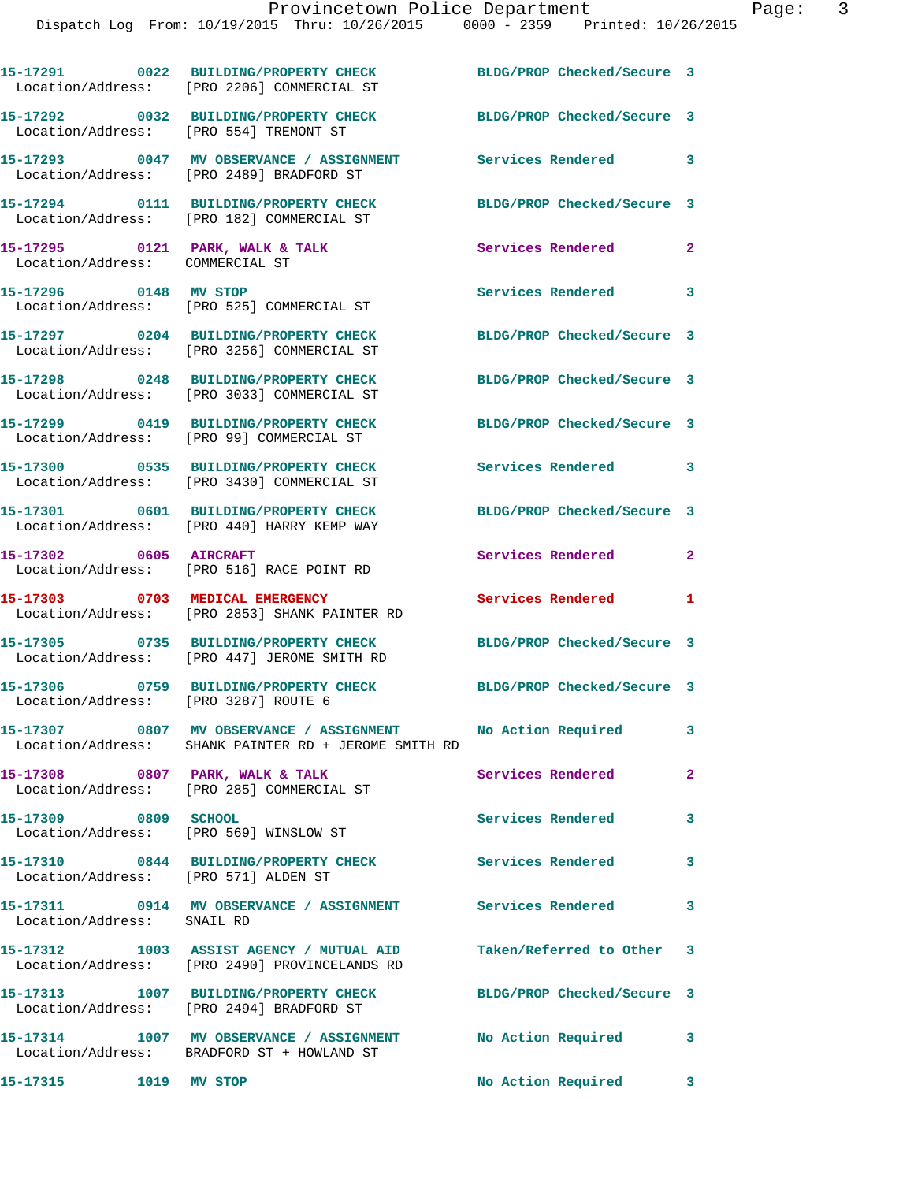15-17291 0022 BUILDING/PROPERTY CHECK BLDG/PROP Checked/Secure 3
Location/Address: [PRO 2206] COMMERCIAL ST

15-17292 0032 BUILDING/PROPERTY CHECK BLDG/PROP Checked/Secure 3
Location/Address: [PRO 554] TREMONT ST

15-17293 0047 MV OBSERVANCE / ASSIGNMENT Services Rendered 3
Location/Address: [PRO 2489] BRADFORD ST

15-17294 0111 BUILDING/PROPERTY CHECK BLDG/PROP Checked/Secure 3
Location/Address: [PRO 182] COMMERCIAL ST

15-17295 0121 PARK, WALK & TALK Services Rendered 2
Location/Address: COMMERCIAL ST

15-17296 0148 MV STOP Services Rendered 3
Location/Address: [PRO 525] COMMERCIAL ST

15-17297 0204 BUILDING/PROPERTY CHECK BLDG/PROP Checked/Secure 3
Location/Address: [PRO 3256] COMMERCIAL ST

15-17298 0248 BUILDING/PROPERTY CHECK BLDG/PROP Checked/Secure 3
Location/Address: [PRO 3033] COMMERCIAL ST

15-17299 0419 BUILDING/PROPERTY CHECK BLDG/PROP Checked/Secure 3
Location/Address: [PRO 99] COMMERCIAL ST

15-17300 0535 BUILDING/PROPERTY CHECK Services Rendered 3
Location/Address: [PRO 3430] COMMERCIAL ST

15-17301 0601 BUILDING/PROPERTY CHECK BLDG/PROP Checked/Secure 3
Location/Address: [PRO 440] HARRY KEMP WAY

15-17302 0605 AIRCRAFT Services Rendered 2
Location/Address: [PRO 516] RACE POINT RD

15-17303 0703 MEDICAL EMERGENCY Services Rendered 1
Location/Address: [PRO 2853] SHANK PAINTER RD

15-17305 0735 BUILDING/PROPERTY CHECK BLDG/PROP Checked/Secure 3
Location/Address: [PRO 447] JEROME SMITH RD

15-17306 0759 BUILDING/PROPERTY CHECK BLDG/PROP Checked/Secure 3
Location/Address: [PRO 3287] ROUTE 6

15-17307 0807 MV OBSERVANCE / ASSIGNMENT No Action Required 3
Location/Address: SHANK PAINTER RD + JEROME SMITH RD

15-17308 0807 PARK, WALK & TALK Services Rendered 2
Location/Address: [PRO 285] COMMERCIAL ST

15-17309 0809 SCHOOL Services Rendered 3
Location/Address: [PRO 569] WINSLOW ST

15-17310 0844 BUILDING/PROPERTY CHECK Services Rendered 3
Location/Address: [PRO 571] ALDEN ST

15-17311 0914 MV OBSERVANCE / ASSIGNMENT Services Rendered 3
Location/Address: SNAIL RD

15-17312 1003 ASSIST AGENCY / MUTUAL AID Taken/Referred to Other 3
Location/Address: [PRO 2490] PROVINCELANDS RD

15-17313 1007 BUILDING/PROPERTY CHECK BLDG/PROP Checked/Secure 3
Location/Address: [PRO 2494] BRADFORD ST

15-17314 1007 MV OBSERVANCE / ASSIGNMENT No Action Required 3
Location/Address: BRADFORD ST + HOWLAND ST

15-17315 1019 MV STOP No Action Required 3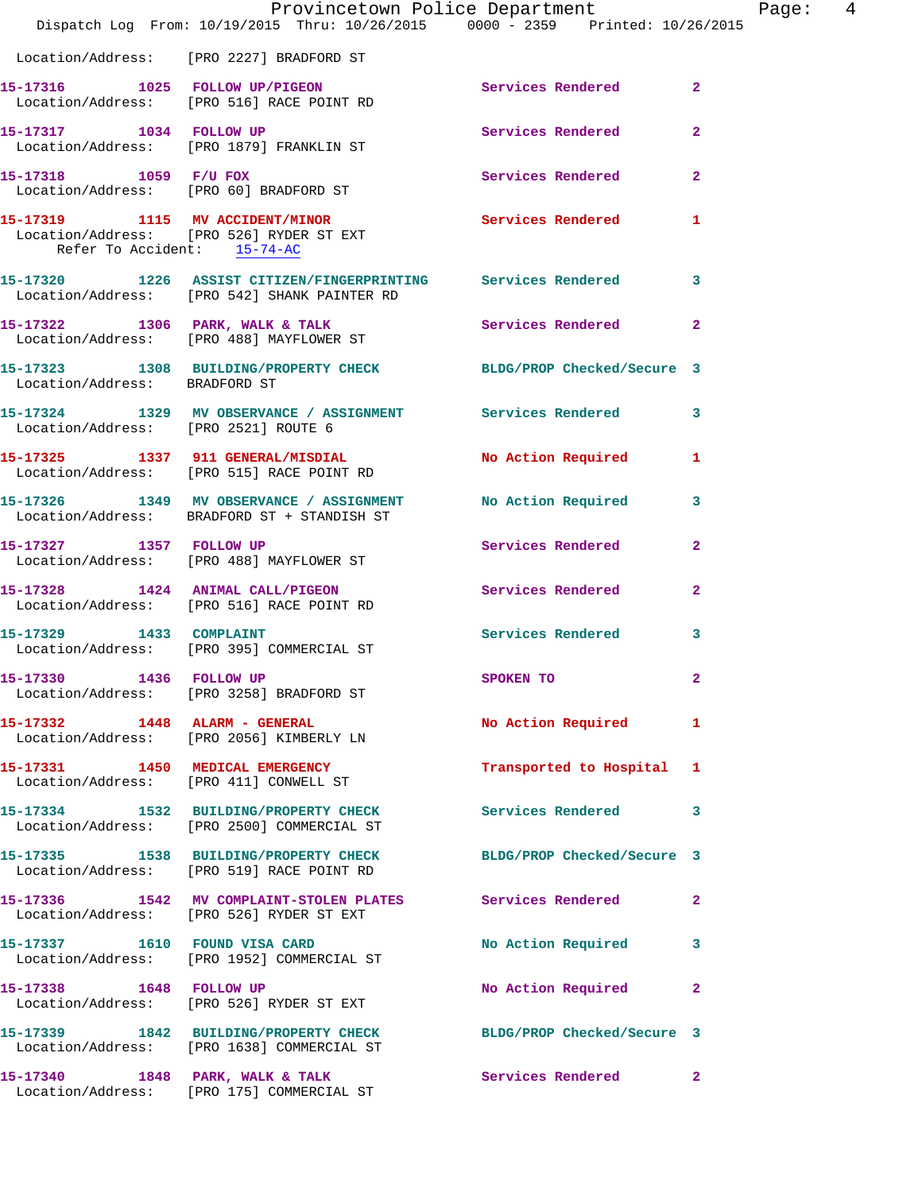Location/Address: [PRO 2227] BRADFORD ST

| Call # | Time | Call Reason | Action | Priority |
|---|---|---|---|---|
| 15-17316 | 1025 | FOLLOW UP/PIGEON | Services Rendered | 2 |
| | | Location/Address: [PRO 516] RACE POINT RD | | |
| 15-17317 | 1034 | FOLLOW UP | Services Rendered | 2 |
| | | Location/Address: [PRO 1879] FRANKLIN ST | | |
| 15-17318 | 1059 | F/U FOX | Services Rendered | 2 |
| | | Location/Address: [PRO 60] BRADFORD ST | | |
| 15-17319 | 1115 | MV ACCIDENT/MINOR | Services Rendered | 1 |
| | | Location/Address: [PRO 526] RYDER ST EXT; Refer To Accident: 15-74-AC | | |
| 15-17320 | 1226 | ASSIST CITIZEN/FINGERPRINTING | Services Rendered | 3 |
| | | Location/Address: [PRO 542] SHANK PAINTER RD | | |
| 15-17322 | 1306 | PARK, WALK & TALK | Services Rendered | 2 |
| | | Location/Address: [PRO 488] MAYFLOWER ST | | |
| 15-17323 | 1308 | BUILDING/PROPERTY CHECK | BLDG/PROP Checked/Secure | 3 |
| | | Location/Address: BRADFORD ST | | |
| 15-17324 | 1329 | MV OBSERVANCE / ASSIGNMENT | Services Rendered | 3 |
| | | Location/Address: [PRO 2521] ROUTE 6 | | |
| 15-17325 | 1337 | 911 GENERAL/MISDIAL | No Action Required | 1 |
| | | Location/Address: [PRO 515] RACE POINT RD | | |
| 15-17326 | 1349 | MV OBSERVANCE / ASSIGNMENT | No Action Required | 3 |
| | | Location/Address: BRADFORD ST + STANDISH ST | | |
| 15-17327 | 1357 | FOLLOW UP | Services Rendered | 2 |
| | | Location/Address: [PRO 488] MAYFLOWER ST | | |
| 15-17328 | 1424 | ANIMAL CALL/PIGEON | Services Rendered | 2 |
| | | Location/Address: [PRO 516] RACE POINT RD | | |
| 15-17329 | 1433 | COMPLAINT | Services Rendered | 3 |
| | | Location/Address: [PRO 395] COMMERCIAL ST | | |
| 15-17330 | 1436 | FOLLOW UP | SPOKEN TO | 2 |
| | | Location/Address: [PRO 3258] BRADFORD ST | | |
| 15-17332 | 1448 | ALARM - GENERAL | No Action Required | 1 |
| | | Location/Address: [PRO 2056] KIMBERLY LN | | |
| 15-17331 | 1450 | MEDICAL EMERGENCY | Transported to Hospital | 1 |
| | | Location/Address: [PRO 411] CONWELL ST | | |
| 15-17334 | 1532 | BUILDING/PROPERTY CHECK | Services Rendered | 3 |
| | | Location/Address: [PRO 2500] COMMERCIAL ST | | |
| 15-17335 | 1538 | BUILDING/PROPERTY CHECK | BLDG/PROP Checked/Secure | 3 |
| | | Location/Address: [PRO 519] RACE POINT RD | | |
| 15-17336 | 1542 | MV COMPLAINT-STOLEN PLATES | Services Rendered | 2 |
| | | Location/Address: [PRO 526] RYDER ST EXT | | |
| 15-17337 | 1610 | FOUND VISA CARD | No Action Required | 3 |
| | | Location/Address: [PRO 1952] COMMERCIAL ST | | |
| 15-17338 | 1648 | FOLLOW UP | No Action Required | 2 |
| | | Location/Address: [PRO 526] RYDER ST EXT | | |
| 15-17339 | 1842 | BUILDING/PROPERTY CHECK | BLDG/PROP Checked/Secure | 3 |
| | | Location/Address: [PRO 1638] COMMERCIAL ST | | |
| 15-17340 | 1848 | PARK, WALK & TALK | Services Rendered | 2 |
| | | Location/Address: [PRO 175] COMMERCIAL ST | | |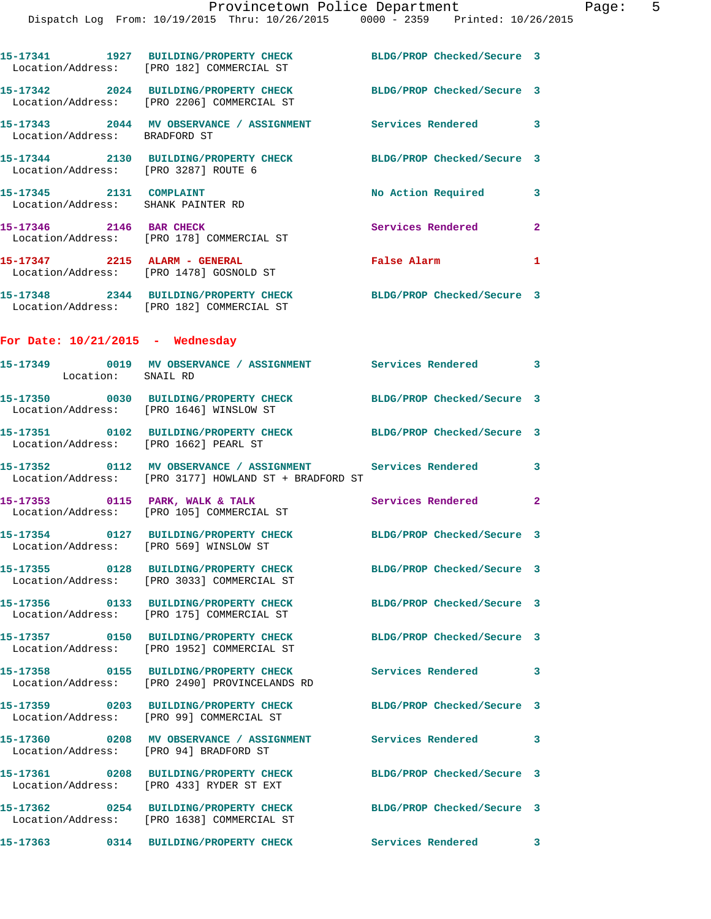15-17341 1927 BUILDING/PROPERTY CHECK BLDG/PROP Checked/Secure 3
Location/Address: [PRO 182] COMMERCIAL ST

15-17342 2024 BUILDING/PROPERTY CHECK BLDG/PROP Checked/Secure 3
Location/Address: [PRO 2206] COMMERCIAL ST

15-17343 2044 MV OBSERVANCE / ASSIGNMENT Services Rendered 3
Location/Address: BRADFORD ST

15-17344 2130 BUILDING/PROPERTY CHECK BLDG/PROP Checked/Secure 3
Location/Address: [PRO 3287] ROUTE 6

15-17345 2131 COMPLAINT No Action Required 3
Location/Address: SHANK PAINTER RD

15-17346 2146 BAR CHECK Services Rendered 2
Location/Address: [PRO 178] COMMERCIAL ST

15-17347 2215 ALARM - GENERAL False Alarm 1
Location/Address: [PRO 1478] GOSNOLD ST

15-17348 2344 BUILDING/PROPERTY CHECK BLDG/PROP Checked/Secure 3
Location/Address: [PRO 182] COMMERCIAL ST

## For Date: 10/21/2015 - Wednesday

15-17349 0019 MV OBSERVANCE / ASSIGNMENT Services Rendered 3
Location: SNAIL RD

15-17350 0030 BUILDING/PROPERTY CHECK BLDG/PROP Checked/Secure 3
Location/Address: [PRO 1646] WINSLOW ST

15-17351 0102 BUILDING/PROPERTY CHECK BLDG/PROP Checked/Secure 3
Location/Address: [PRO 1662] PEARL ST

15-17352 0112 MV OBSERVANCE / ASSIGNMENT Services Rendered 3
Location/Address: [PRO 3177] HOWLAND ST + BRADFORD ST

15-17353 0115 PARK, WALK & TALK Services Rendered 2
Location/Address: [PRO 105] COMMERCIAL ST

15-17354 0127 BUILDING/PROPERTY CHECK BLDG/PROP Checked/Secure 3
Location/Address: [PRO 569] WINSLOW ST

15-17355 0128 BUILDING/PROPERTY CHECK BLDG/PROP Checked/Secure 3
Location/Address: [PRO 3033] COMMERCIAL ST

15-17356 0133 BUILDING/PROPERTY CHECK BLDG/PROP Checked/Secure 3
Location/Address: [PRO 175] COMMERCIAL ST

15-17357 0150 BUILDING/PROPERTY CHECK BLDG/PROP Checked/Secure 3
Location/Address: [PRO 1952] COMMERCIAL ST

15-17358 0155 BUILDING/PROPERTY CHECK Services Rendered 3
Location/Address: [PRO 2490] PROVINCELANDS RD

15-17359 0203 BUILDING/PROPERTY CHECK BLDG/PROP Checked/Secure 3
Location/Address: [PRO 99] COMMERCIAL ST

15-17360 0208 MV OBSERVANCE / ASSIGNMENT Services Rendered 3
Location/Address: [PRO 94] BRADFORD ST

15-17361 0208 BUILDING/PROPERTY CHECK BLDG/PROP Checked/Secure 3
Location/Address: [PRO 433] RYDER ST EXT

15-17362 0254 BUILDING/PROPERTY CHECK BLDG/PROP Checked/Secure 3
Location/Address: [PRO 1638] COMMERCIAL ST

15-17363 0314 BUILDING/PROPERTY CHECK Services Rendered 3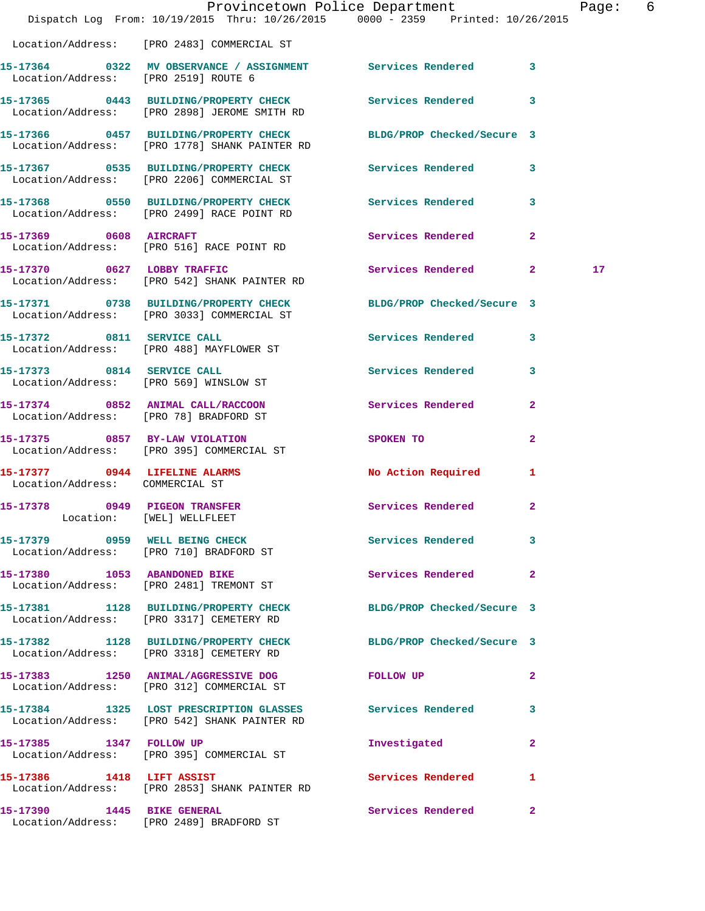Location/Address: [PRO 2483] COMMERCIAL ST

| Call Number | Time | Call Reason | Action | Priority | |
|---|---|---|---|---|---|
| 15-17364 | 0322 | MV OBSERVANCE / ASSIGNMENT | Services Rendered | 3 | |
| Location/Address: | | [PRO 2519] ROUTE 6 | | | |
| 15-17365 | 0443 | BUILDING/PROPERTY CHECK | Services Rendered | 3 | |
| Location/Address: | | [PRO 2898] JEROME SMITH RD | | | |
| 15-17366 | 0457 | BUILDING/PROPERTY CHECK | BLDG/PROP Checked/Secure | 3 | |
| Location/Address: | | [PRO 1778] SHANK PAINTER RD | | | |
| 15-17367 | 0535 | BUILDING/PROPERTY CHECK | Services Rendered | 3 | |
| Location/Address: | | [PRO 2206] COMMERCIAL ST | | | |
| 15-17368 | 0550 | BUILDING/PROPERTY CHECK | Services Rendered | 3 | |
| Location/Address: | | [PRO 2499] RACE POINT RD | | | |
| 15-17369 | 0608 | AIRCRAFT | Services Rendered | 2 | |
| Location/Address: | | [PRO 516] RACE POINT RD | | | |
| 15-17370 | 0627 | LOBBY TRAFFIC | Services Rendered | 2 | 17 |
| Location/Address: | | [PRO 542] SHANK PAINTER RD | | | |
| 15-17371 | 0738 | BUILDING/PROPERTY CHECK | BLDG/PROP Checked/Secure | 3 | |
| Location/Address: | | [PRO 3033] COMMERCIAL ST | | | |
| 15-17372 | 0811 | SERVICE CALL | Services Rendered | 3 | |
| Location/Address: | | [PRO 488] MAYFLOWER ST | | | |
| 15-17373 | 0814 | SERVICE CALL | Services Rendered | 3 | |
| Location/Address: | | [PRO 569] WINSLOW ST | | | |
| 15-17374 | 0852 | ANIMAL CALL/RACCOON | Services Rendered | 2 | |
| Location/Address: | | [PRO 78] BRADFORD ST | | | |
| 15-17375 | 0857 | BY-LAW VIOLATION | SPOKEN TO | 2 | |
| Location/Address: | | [PRO 395] COMMERCIAL ST | | | |
| 15-17377 | 0944 | LIFELINE ALARMS | No Action Required | 1 | |
| Location/Address: | | COMMERCIAL ST | | | |
| 15-17378 | 0949 | PIGEON TRANSFER | Services Rendered | 2 | |
| Location: | | [WEL] WELLFLEET | | | |
| 15-17379 | 0959 | WELL BEING CHECK | Services Rendered | 3 | |
| Location/Address: | | [PRO 710] BRADFORD ST | | | |
| 15-17380 | 1053 | ABANDONED BIKE | Services Rendered | 2 | |
| Location/Address: | | [PRO 2481] TREMONT ST | | | |
| 15-17381 | 1128 | BUILDING/PROPERTY CHECK | BLDG/PROP Checked/Secure | 3 | |
| Location/Address: | | [PRO 3317] CEMETERY RD | | | |
| 15-17382 | 1128 | BUILDING/PROPERTY CHECK | BLDG/PROP Checked/Secure | 3 | |
| Location/Address: | | [PRO 3318] CEMETERY RD | | | |
| 15-17383 | 1250 | ANIMAL/AGGRESSIVE DOG | FOLLOW UP | 2 | |
| Location/Address: | | [PRO 312] COMMERCIAL ST | | | |
| 15-17384 | 1325 | LOST PRESCRIPTION GLASSES | Services Rendered | 3 | |
| Location/Address: | | [PRO 542] SHANK PAINTER RD | | | |
| 15-17385 | 1347 | FOLLOW UP | Investigated | 2 | |
| Location/Address: | | [PRO 395] COMMERCIAL ST | | | |
| 15-17386 | 1418 | LIFT ASSIST | Services Rendered | 1 | |
| Location/Address: | | [PRO 2853] SHANK PAINTER RD | | | |
| 15-17390 | 1445 | BIKE GENERAL | Services Rendered | 2 | |
| Location/Address: | | [PRO 2489] BRADFORD ST | | | |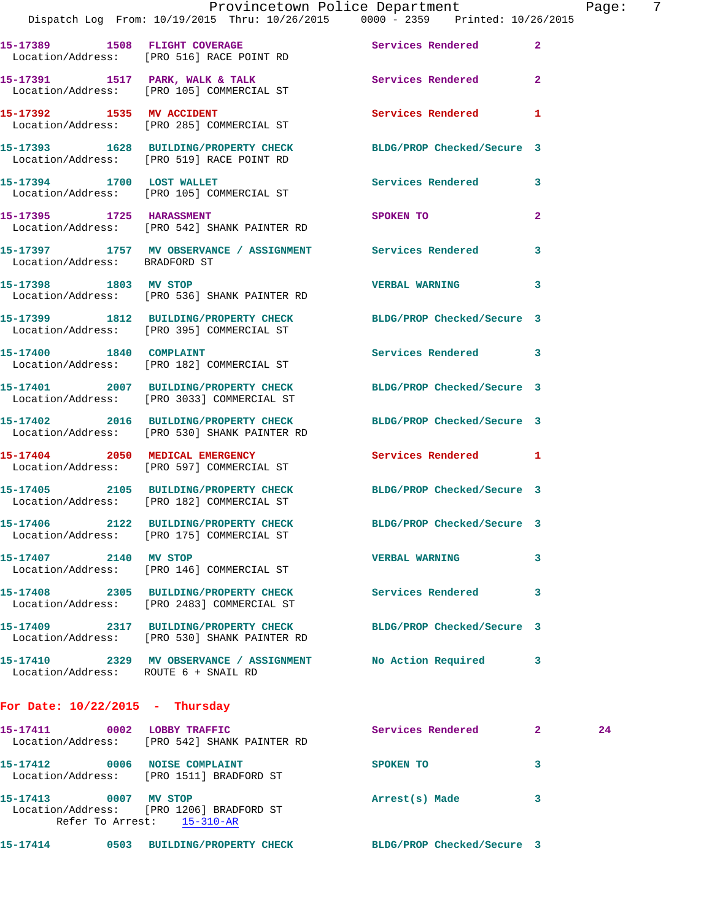15-17389 1508 FLIGHT COVERAGE Services Rendered 2
Location/Address: [PRO 516] RACE POINT RD

15-17391 1517 PARK, WALK & TALK Services Rendered 2
Location/Address: [PRO 105] COMMERCIAL ST

15-17392 1535 MV ACCIDENT Services Rendered 1
Location/Address: [PRO 285] COMMERCIAL ST

15-17393 1628 BUILDING/PROPERTY CHECK BLDG/PROP Checked/Secure 3
Location/Address: [PRO 519] RACE POINT RD

15-17394 1700 LOST WALLET Services Rendered 3
Location/Address: [PRO 105] COMMERCIAL ST

15-17395 1725 HARASSMENT SPOKEN TO 2
Location/Address: [PRO 542] SHANK PAINTER RD

15-17397 1757 MV OBSERVANCE / ASSIGNMENT Services Rendered 3
Location/Address: BRADFORD ST

15-17398 1803 MV STOP VERBAL WARNING 3
Location/Address: [PRO 536] SHANK PAINTER RD

15-17399 1812 BUILDING/PROPERTY CHECK BLDG/PROP Checked/Secure 3
Location/Address: [PRO 395] COMMERCIAL ST

15-17400 1840 COMPLAINT Services Rendered 3
Location/Address: [PRO 182] COMMERCIAL ST

15-17401 2007 BUILDING/PROPERTY CHECK BLDG/PROP Checked/Secure 3
Location/Address: [PRO 3033] COMMERCIAL ST

15-17402 2016 BUILDING/PROPERTY CHECK BLDG/PROP Checked/Secure 3
Location/Address: [PRO 530] SHANK PAINTER RD

15-17404 2050 MEDICAL EMERGENCY Services Rendered 1
Location/Address: [PRO 597] COMMERCIAL ST

15-17405 2105 BUILDING/PROPERTY CHECK BLDG/PROP Checked/Secure 3
Location/Address: [PRO 182] COMMERCIAL ST

15-17406 2122 BUILDING/PROPERTY CHECK BLDG/PROP Checked/Secure 3
Location/Address: [PRO 175] COMMERCIAL ST

15-17407 2140 MV STOP VERBAL WARNING 3
Location/Address: [PRO 146] COMMERCIAL ST

15-17408 2305 BUILDING/PROPERTY CHECK Services Rendered 3
Location/Address: [PRO 2483] COMMERCIAL ST

15-17409 2317 BUILDING/PROPERTY CHECK BLDG/PROP Checked/Secure 3
Location/Address: [PRO 530] SHANK PAINTER RD

15-17410 2329 MV OBSERVANCE / ASSIGNMENT No Action Required 3
Location/Address: ROUTE 6 + SNAIL RD

## For Date: 10/22/2015 - Thursday

15-17411 0002 LOBBY TRAFFIC Services Rendered 2 24
Location/Address: [PRO 542] SHANK PAINTER RD

15-17412 0006 NOISE COMPLAINT SPOKEN TO 3
Location/Address: [PRO 1511] BRADFORD ST

15-17413 0007 MV STOP Arrest(s) Made 3
Location/Address: [PRO 1206] BRADFORD ST
Refer To Arrest: 15-310-AR

15-17414 0503 BUILDING/PROPERTY CHECK BLDG/PROP Checked/Secure 3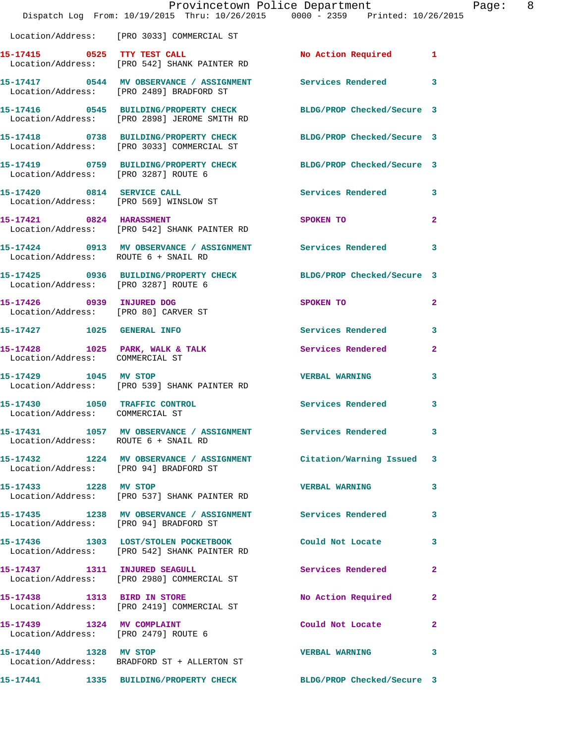Location/Address: [PRO 3033] COMMERCIAL ST

15-17415 0525 TTY TEST CALL No Action Required 1
Location/Address: [PRO 542] SHANK PAINTER RD

15-17417 0544 MV OBSERVANCE / ASSIGNMENT Services Rendered 3
Location/Address: [PRO 2489] BRADFORD ST

15-17416 0545 BUILDING/PROPERTY CHECK BLDG/PROP Checked/Secure 3
Location/Address: [PRO 2898] JEROME SMITH RD

15-17418 0738 BUILDING/PROPERTY CHECK BLDG/PROP Checked/Secure 3
Location/Address: [PRO 3033] COMMERCIAL ST

15-17419 0759 BUILDING/PROPERTY CHECK BLDG/PROP Checked/Secure 3
Location/Address: [PRO 3287] ROUTE 6

15-17420 0814 SERVICE CALL Services Rendered 3
Location/Address: [PRO 569] WINSLOW ST

15-17421 0824 HARASSMENT SPOKEN TO 2
Location/Address: [PRO 542] SHANK PAINTER RD

15-17424 0913 MV OBSERVANCE / ASSIGNMENT Services Rendered 3
Location/Address: ROUTE 6 + SNAIL RD

15-17425 0936 BUILDING/PROPERTY CHECK BLDG/PROP Checked/Secure 3
Location/Address: [PRO 3287] ROUTE 6

15-17426 0939 INJURED DOG SPOKEN TO 2
Location/Address: [PRO 80] CARVER ST

15-17427 1025 GENERAL INFO Services Rendered 3

15-17428 1025 PARK, WALK & TALK Services Rendered 2
Location/Address: COMMERCIAL ST

15-17429 1045 MV STOP VERBAL WARNING 3
Location/Address: [PRO 539] SHANK PAINTER RD

15-17430 1050 TRAFFIC CONTROL Services Rendered 3
Location/Address: COMMERCIAL ST

15-17431 1057 MV OBSERVANCE / ASSIGNMENT Services Rendered 3
Location/Address: ROUTE 6 + SNAIL RD

15-17432 1224 MV OBSERVANCE / ASSIGNMENT Citation/Warning Issued 3
Location/Address: [PRO 94] BRADFORD ST

15-17433 1228 MV STOP VERBAL WARNING 3
Location/Address: [PRO 537] SHANK PAINTER RD

15-17435 1238 MV OBSERVANCE / ASSIGNMENT Services Rendered 3
Location/Address: [PRO 94] BRADFORD ST

15-17436 1303 LOST/STOLEN POCKETBOOK Could Not Locate 3
Location/Address: [PRO 542] SHANK PAINTER RD

15-17437 1311 INJURED SEAGULL Services Rendered 2
Location/Address: [PRO 2980] COMMERCIAL ST

15-17438 1313 BIRD IN STORE No Action Required 2
Location/Address: [PRO 2419] COMMERCIAL ST

15-17439 1324 MV COMPLAINT Could Not Locate 2
Location/Address: [PRO 2479] ROUTE 6

15-17440 1328 MV STOP VERBAL WARNING 3
Location/Address: BRADFORD ST + ALLERTON ST

15-17441 1335 BUILDING/PROPERTY CHECK BLDG/PROP Checked/Secure 3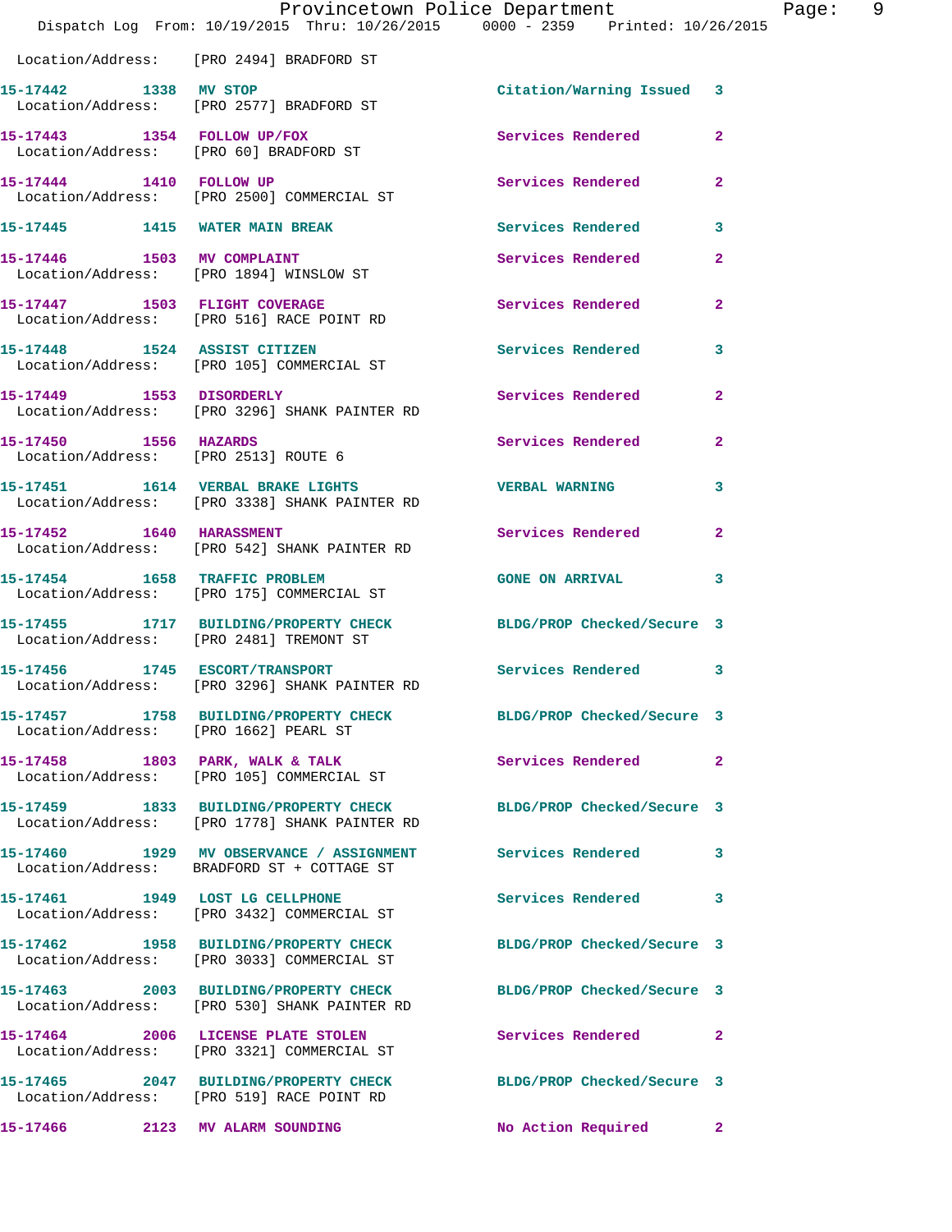Location/Address: [PRO 2494] BRADFORD ST

**15-17442 1338 MV STOP** Citation/Warning Issued 3
Location/Address: [PRO 2577] BRADFORD ST

**15-17443 1354 FOLLOW UP/FOX** Services Rendered 2
Location/Address: [PRO 60] BRADFORD ST

**15-17444 1410 FOLLOW UP** Services Rendered 2
Location/Address: [PRO 2500] COMMERCIAL ST

**15-17445 1415 WATER MAIN BREAK** Services Rendered 3

**15-17446 1503 MV COMPLAINT** Services Rendered 2
Location/Address: [PRO 1894] WINSLOW ST

**15-17447 1503 FLIGHT COVERAGE** Services Rendered 2
Location/Address: [PRO 516] RACE POINT RD

**15-17448 1524 ASSIST CITIZEN** Services Rendered 3
Location/Address: [PRO 105] COMMERCIAL ST

**15-17449 1553 DISORDERLY** Services Rendered 2
Location/Address: [PRO 3296] SHANK PAINTER RD

**15-17450 1556 HAZARDS** Services Rendered 2
Location/Address: [PRO 2513] ROUTE 6

**15-17451 1614 VERBAL BRAKE LIGHTS** VERBAL WARNING 3
Location/Address: [PRO 3338] SHANK PAINTER RD

**15-17452 1640 HARASSMENT** Services Rendered 2
Location/Address: [PRO 542] SHANK PAINTER RD

**15-17454 1658 TRAFFIC PROBLEM** GONE ON ARRIVAL 3
Location/Address: [PRO 175] COMMERCIAL ST

**15-17455 1717 BUILDING/PROPERTY CHECK** BLDG/PROP Checked/Secure 3
Location/Address: [PRO 2481] TREMONT ST

**15-17456 1745 ESCORT/TRANSPORT** Services Rendered 3
Location/Address: [PRO 3296] SHANK PAINTER RD

**15-17457 1758 BUILDING/PROPERTY CHECK** BLDG/PROP Checked/Secure 3
Location/Address: [PRO 1662] PEARL ST

**15-17458 1803 PARK, WALK & TALK** Services Rendered 2
Location/Address: [PRO 105] COMMERCIAL ST

**15-17459 1833 BUILDING/PROPERTY CHECK** BLDG/PROP Checked/Secure 3
Location/Address: [PRO 1778] SHANK PAINTER RD

**15-17460 1929 MV OBSERVANCE / ASSIGNMENT** Services Rendered 3
Location/Address: BRADFORD ST + COTTAGE ST

**15-17461 1949 LOST LG CELLPHONE** Services Rendered 3
Location/Address: [PRO 3432] COMMERCIAL ST

**15-17462 1958 BUILDING/PROPERTY CHECK** BLDG/PROP Checked/Secure 3
Location/Address: [PRO 3033] COMMERCIAL ST

**15-17463 2003 BUILDING/PROPERTY CHECK** BLDG/PROP Checked/Secure 3
Location/Address: [PRO 530] SHANK PAINTER RD

**15-17464 2006 LICENSE PLATE STOLEN** Services Rendered 2
Location/Address: [PRO 3321] COMMERCIAL ST

**15-17465 2047 BUILDING/PROPERTY CHECK** BLDG/PROP Checked/Secure 3
Location/Address: [PRO 519] RACE POINT RD

**15-17466 2123 MV ALARM SOUNDING** No Action Required 2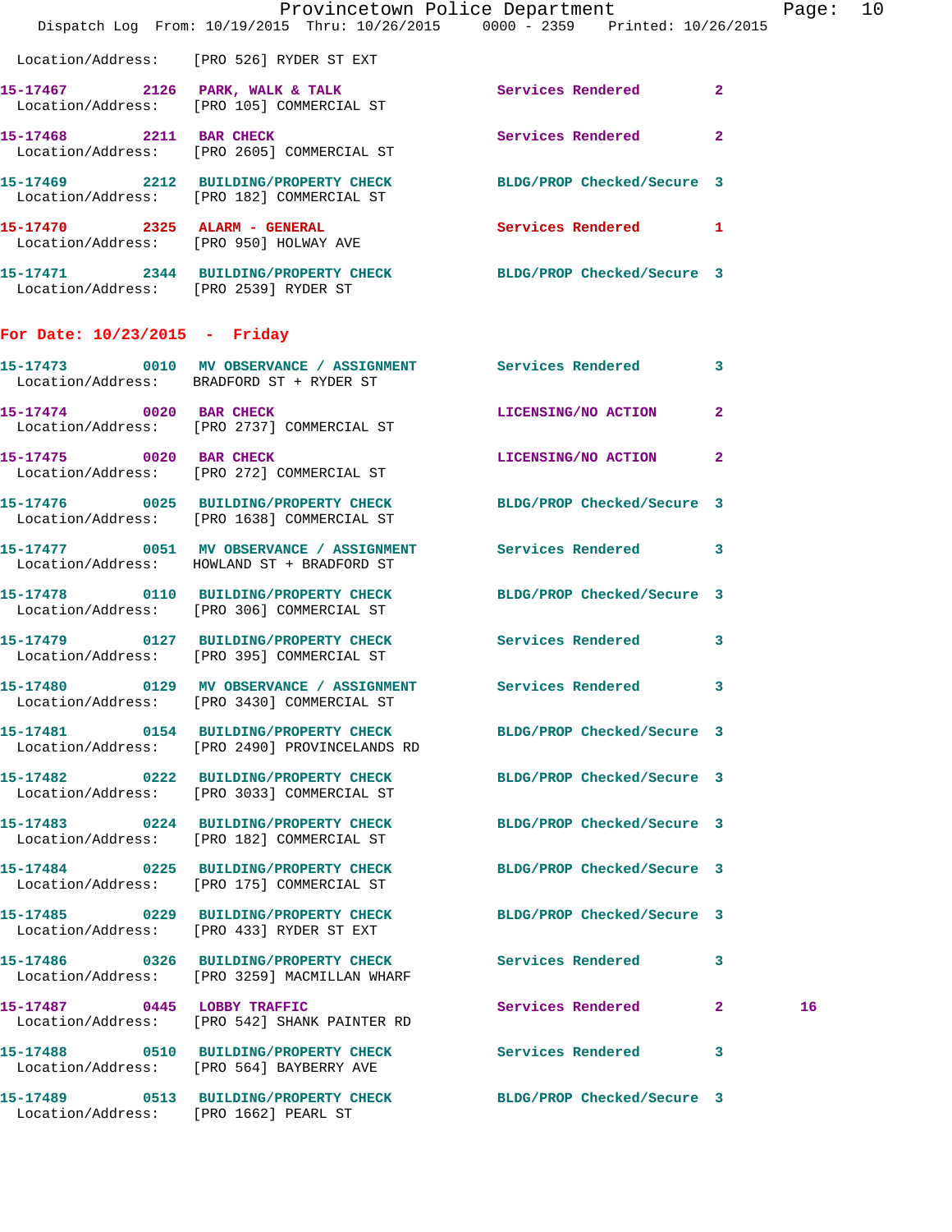Location/Address: [PRO 526] RYDER ST EXT

15-17467 2126 PARK, WALK & TALK Services Rendered 2
Location/Address: [PRO 105] COMMERCIAL ST

15-17468 2211 BAR CHECK Services Rendered 2
Location/Address: [PRO 2605] COMMERCIAL ST

15-17469 2212 BUILDING/PROPERTY CHECK BLDG/PROP Checked/Secure 3
Location/Address: [PRO 182] COMMERCIAL ST

15-17470 2325 ALARM - GENERAL Services Rendered 1
Location/Address: [PRO 950] HOLWAY AVE

15-17471 2344 BUILDING/PROPERTY CHECK BLDG/PROP Checked/Secure 3
Location/Address: [PRO 2539] RYDER ST

## For Date: 10/23/2015 - Friday

15-17473 0010 MV OBSERVANCE / ASSIGNMENT Services Rendered 3
Location/Address: BRADFORD ST + RYDER ST

15-17474 0020 BAR CHECK LICENSING/NO ACTION 2
Location/Address: [PRO 2737] COMMERCIAL ST

15-17475 0020 BAR CHECK LICENSING/NO ACTION 2
Location/Address: [PRO 272] COMMERCIAL ST

15-17476 0025 BUILDING/PROPERTY CHECK BLDG/PROP Checked/Secure 3
Location/Address: [PRO 1638] COMMERCIAL ST

15-17477 0051 MV OBSERVANCE / ASSIGNMENT Services Rendered 3
Location/Address: HOWLAND ST + BRADFORD ST

15-17478 0110 BUILDING/PROPERTY CHECK BLDG/PROP Checked/Secure 3
Location/Address: [PRO 306] COMMERCIAL ST

15-17479 0127 BUILDING/PROPERTY CHECK Services Rendered 3
Location/Address: [PRO 395] COMMERCIAL ST

15-17480 0129 MV OBSERVANCE / ASSIGNMENT Services Rendered 3
Location/Address: [PRO 3430] COMMERCIAL ST

15-17481 0154 BUILDING/PROPERTY CHECK BLDG/PROP Checked/Secure 3
Location/Address: [PRO 2490] PROVINCELANDS RD

15-17482 0222 BUILDING/PROPERTY CHECK BLDG/PROP Checked/Secure 3
Location/Address: [PRO 3033] COMMERCIAL ST

15-17483 0224 BUILDING/PROPERTY CHECK BLDG/PROP Checked/Secure 3
Location/Address: [PRO 182] COMMERCIAL ST

15-17484 0225 BUILDING/PROPERTY CHECK BLDG/PROP Checked/Secure 3
Location/Address: [PRO 175] COMMERCIAL ST

15-17485 0229 BUILDING/PROPERTY CHECK BLDG/PROP Checked/Secure 3
Location/Address: [PRO 433] RYDER ST EXT

15-17486 0326 BUILDING/PROPERTY CHECK Services Rendered 3
Location/Address: [PRO 3259] MACMILLAN WHARF

15-17487 0445 LOBBY TRAFFIC Services Rendered 2 16
Location/Address: [PRO 542] SHANK PAINTER RD

15-17488 0510 BUILDING/PROPERTY CHECK Services Rendered 3
Location/Address: [PRO 564] BAYBERRY AVE

15-17489 0513 BUILDING/PROPERTY CHECK BLDG/PROP Checked/Secure 3
Location/Address: [PRO 1662] PEARL ST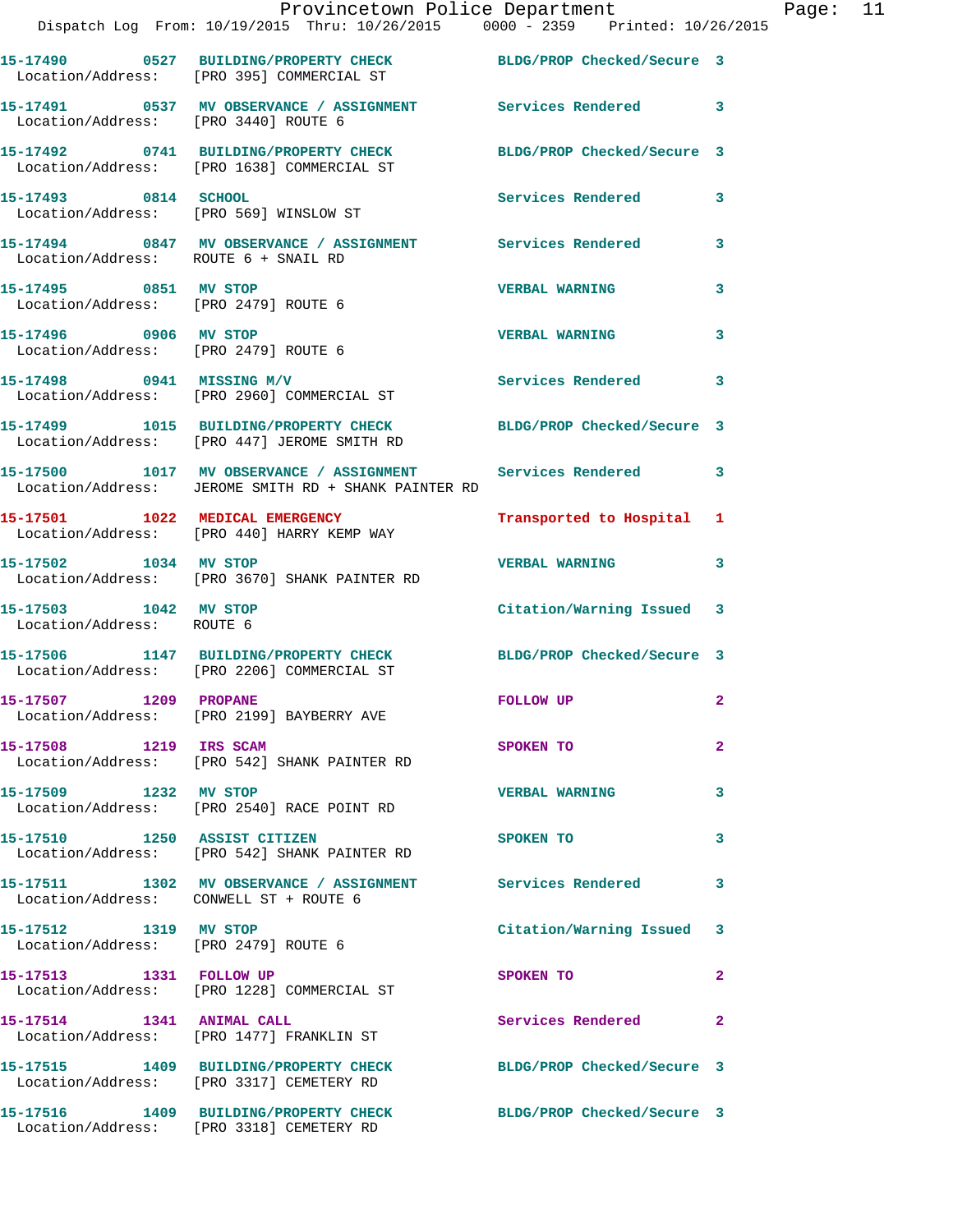15-17490 0527 BUILDING/PROPERTY CHECK BLDG/PROP Checked/Secure 3
Location/Address: [PRO 395] COMMERCIAL ST

15-17491 0537 MV OBSERVANCE / ASSIGNMENT Services Rendered 3
Location/Address: [PRO 3440] ROUTE 6

15-17492 0741 BUILDING/PROPERTY CHECK BLDG/PROP Checked/Secure 3
Location/Address: [PRO 1638] COMMERCIAL ST

15-17493 0814 SCHOOL Services Rendered 3
Location/Address: [PRO 569] WINSLOW ST

15-17494 0847 MV OBSERVANCE / ASSIGNMENT Services Rendered 3
Location/Address: ROUTE 6 + SNAIL RD

15-17495 0851 MV STOP VERBAL WARNING 3
Location/Address: [PRO 2479] ROUTE 6

15-17496 0906 MV STOP VERBAL WARNING 3
Location/Address: [PRO 2479] ROUTE 6

15-17498 0941 MISSING M/V Services Rendered 3
Location/Address: [PRO 2960] COMMERCIAL ST

15-17499 1015 BUILDING/PROPERTY CHECK BLDG/PROP Checked/Secure 3
Location/Address: [PRO 447] JEROME SMITH RD

15-17500 1017 MV OBSERVANCE / ASSIGNMENT Services Rendered 3
Location/Address: JEROME SMITH RD + SHANK PAINTER RD

15-17501 1022 MEDICAL EMERGENCY Transported to Hospital 1
Location/Address: [PRO 440] HARRY KEMP WAY

15-17502 1034 MV STOP VERBAL WARNING 3
Location/Address: [PRO 3670] SHANK PAINTER RD

15-17503 1042 MV STOP Citation/Warning Issued 3
Location/Address: ROUTE 6

15-17506 1147 BUILDING/PROPERTY CHECK BLDG/PROP Checked/Secure 3
Location/Address: [PRO 2206] COMMERCIAL ST

15-17507 1209 PROPANE FOLLOW UP 2
Location/Address: [PRO 2199] BAYBERRY AVE

15-17508 1219 IRS SCAM SPOKEN TO 2
Location/Address: [PRO 542] SHANK PAINTER RD

15-17509 1232 MV STOP VERBAL WARNING 3
Location/Address: [PRO 2540] RACE POINT RD

15-17510 1250 ASSIST CITIZEN SPOKEN TO 3
Location/Address: [PRO 542] SHANK PAINTER RD

15-17511 1302 MV OBSERVANCE / ASSIGNMENT Services Rendered 3
Location/Address: CONWELL ST + ROUTE 6

15-17512 1319 MV STOP Citation/Warning Issued 3
Location/Address: [PRO 2479] ROUTE 6

15-17513 1331 FOLLOW UP SPOKEN TO 2
Location/Address: [PRO 1228] COMMERCIAL ST

15-17514 1341 ANIMAL CALL Services Rendered 2
Location/Address: [PRO 1477] FRANKLIN ST

15-17515 1409 BUILDING/PROPERTY CHECK BLDG/PROP Checked/Secure 3
Location/Address: [PRO 3317] CEMETERY RD

15-17516 1409 BUILDING/PROPERTY CHECK BLDG/PROP Checked/Secure 3
Location/Address: [PRO 3318] CEMETERY RD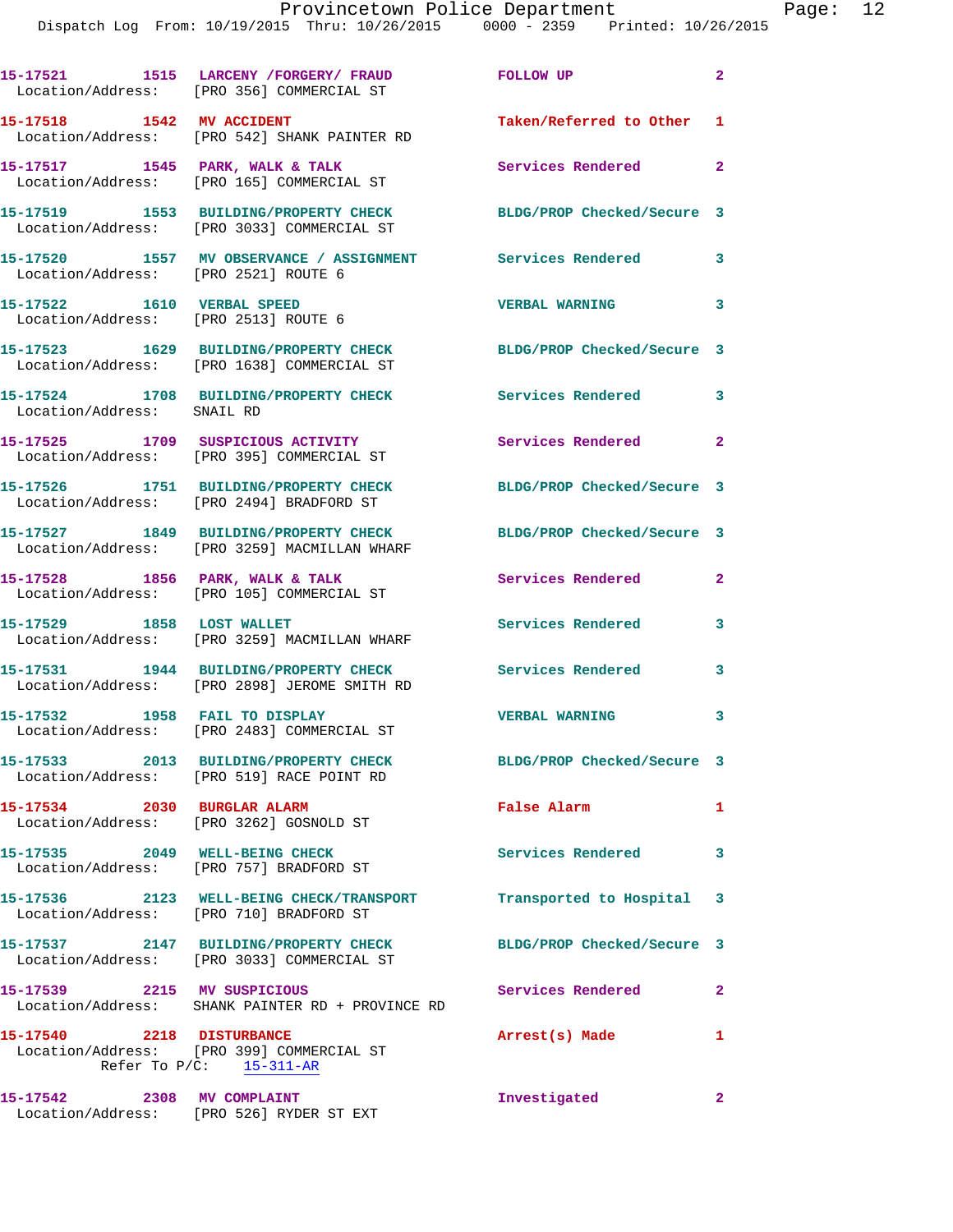15-17521 1515 LARCENY /FORGERY/ FRAUD FOLLOW UP 2
Location/Address: [PRO 356] COMMERCIAL ST

15-17518 1542 MV ACCIDENT Taken/Referred to Other 1
Location/Address: [PRO 542] SHANK PAINTER RD

15-17517 1545 PARK, WALK & TALK Services Rendered 2
Location/Address: [PRO 165] COMMERCIAL ST

15-17519 1553 BUILDING/PROPERTY CHECK BLDG/PROP Checked/Secure 3
Location/Address: [PRO 3033] COMMERCIAL ST

15-17520 1557 MV OBSERVANCE / ASSIGNMENT Services Rendered 3
Location/Address: [PRO 2521] ROUTE 6

15-17522 1610 VERBAL SPEED VERBAL WARNING 3
Location/Address: [PRO 2513] ROUTE 6

15-17523 1629 BUILDING/PROPERTY CHECK BLDG/PROP Checked/Secure 3
Location/Address: [PRO 1638] COMMERCIAL ST

15-17524 1708 BUILDING/PROPERTY CHECK Services Rendered 3
Location/Address: SNAIL RD

15-17525 1709 SUSPICIOUS ACTIVITY Services Rendered 2
Location/Address: [PRO 395] COMMERCIAL ST

15-17526 1751 BUILDING/PROPERTY CHECK BLDG/PROP Checked/Secure 3
Location/Address: [PRO 2494] BRADFORD ST

15-17527 1849 BUILDING/PROPERTY CHECK BLDG/PROP Checked/Secure 3
Location/Address: [PRO 3259] MACMILLAN WHARF

15-17528 1856 PARK, WALK & TALK Services Rendered 2
Location/Address: [PRO 105] COMMERCIAL ST

15-17529 1858 LOST WALLET Services Rendered 3
Location/Address: [PRO 3259] MACMILLAN WHARF

15-17531 1944 BUILDING/PROPERTY CHECK Services Rendered 3
Location/Address: [PRO 2898] JEROME SMITH RD

15-17532 1958 FAIL TO DISPLAY VERBAL WARNING 3
Location/Address: [PRO 2483] COMMERCIAL ST

15-17533 2013 BUILDING/PROPERTY CHECK BLDG/PROP Checked/Secure 3
Location/Address: [PRO 519] RACE POINT RD

15-17534 2030 BURGLAR ALARM False Alarm 1
Location/Address: [PRO 3262] GOSNOLD ST

15-17535 2049 WELL-BEING CHECK Services Rendered 3
Location/Address: [PRO 757] BRADFORD ST

15-17536 2123 WELL-BEING CHECK/TRANSPORT Transported to Hospital 3
Location/Address: [PRO 710] BRADFORD ST

15-17537 2147 BUILDING/PROPERTY CHECK BLDG/PROP Checked/Secure 3
Location/Address: [PRO 3033] COMMERCIAL ST

15-17539 2215 MV SUSPICIOUS Services Rendered 2
Location/Address: SHANK PAINTER RD + PROVINCE RD

15-17540 2218 DISTURBANCE Arrest(s) Made 1
Location/Address: [PRO 399] COMMERCIAL ST
Refer To P/C: 15-311-AR

15-17542 2308 MV COMPLAINT Investigated 2
Location/Address: [PRO 526] RYDER ST EXT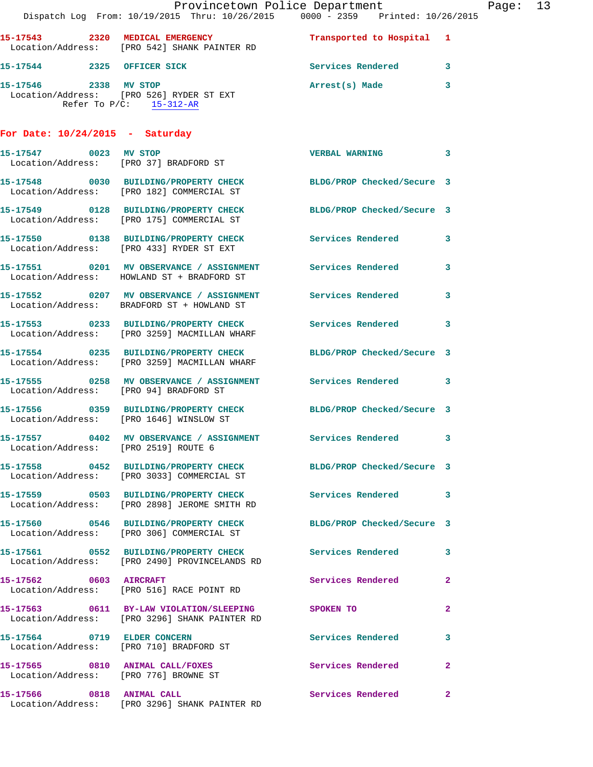15-17543 2320 MEDICAL EMERGENCY Transported to Hospital 1
Location/Address: [PRO 542] SHANK PAINTER RD

15-17544 2325 OFFICER SICK Services Rendered 3

15-17546 2338 MV STOP Arrest(s) Made 3
Location/Address: [PRO 526] RYDER ST EXT
Refer To P/C: 15-312-AR

## For Date: 10/24/2015 - Saturday

15-17547 0023 MV STOP VERBAL WARNING 3
Location/Address: [PRO 37] BRADFORD ST

15-17548 0030 BUILDING/PROPERTY CHECK BLDG/PROP Checked/Secure 3
Location/Address: [PRO 182] COMMERCIAL ST

15-17549 0128 BUILDING/PROPERTY CHECK BLDG/PROP Checked/Secure 3
Location/Address: [PRO 175] COMMERCIAL ST

15-17550 0138 BUILDING/PROPERTY CHECK Services Rendered 3
Location/Address: [PRO 433] RYDER ST EXT

15-17551 0201 MV OBSERVANCE / ASSIGNMENT Services Rendered 3
Location/Address: HOWLAND ST + BRADFORD ST

15-17552 0207 MV OBSERVANCE / ASSIGNMENT Services Rendered 3
Location/Address: BRADFORD ST + HOWLAND ST

15-17553 0233 BUILDING/PROPERTY CHECK Services Rendered 3
Location/Address: [PRO 3259] MACMILLAN WHARF

15-17554 0235 BUILDING/PROPERTY CHECK BLDG/PROP Checked/Secure 3
Location/Address: [PRO 3259] MACMILLAN WHARF

15-17555 0258 MV OBSERVANCE / ASSIGNMENT Services Rendered 3
Location/Address: [PRO 94] BRADFORD ST

15-17556 0359 BUILDING/PROPERTY CHECK BLDG/PROP Checked/Secure 3
Location/Address: [PRO 1646] WINSLOW ST

15-17557 0402 MV OBSERVANCE / ASSIGNMENT Services Rendered 3
Location/Address: [PRO 2519] ROUTE 6

15-17558 0452 BUILDING/PROPERTY CHECK BLDG/PROP Checked/Secure 3
Location/Address: [PRO 3033] COMMERCIAL ST

15-17559 0503 BUILDING/PROPERTY CHECK Services Rendered 3
Location/Address: [PRO 2898] JEROME SMITH RD

15-17560 0546 BUILDING/PROPERTY CHECK BLDG/PROP Checked/Secure 3
Location/Address: [PRO 306] COMMERCIAL ST

15-17561 0552 BUILDING/PROPERTY CHECK Services Rendered 3
Location/Address: [PRO 2490] PROVINCELANDS RD

15-17562 0603 AIRCRAFT Services Rendered 2
Location/Address: [PRO 516] RACE POINT RD

15-17563 0611 BY-LAW VIOLATION/SLEEPING SPOKEN TO 2
Location/Address: [PRO 3296] SHANK PAINTER RD

15-17564 0719 ELDER CONCERN Services Rendered 3
Location/Address: [PRO 710] BRADFORD ST

15-17565 0810 ANIMAL CALL/FOXES Services Rendered 2
Location/Address: [PRO 776] BROWNE ST

15-17566 0818 ANIMAL CALL Services Rendered 2
Location/Address: [PRO 3296] SHANK PAINTER RD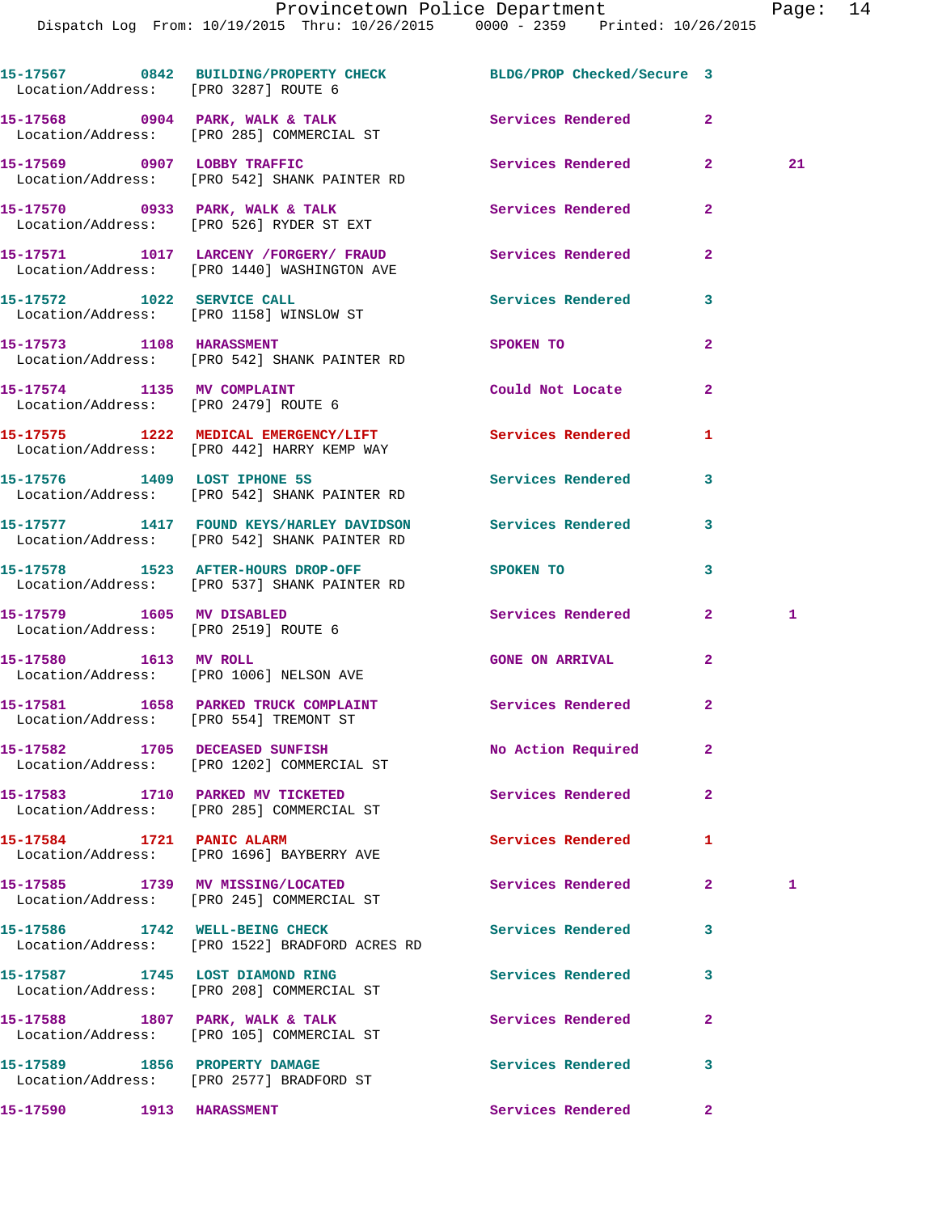| Call Number | Time | Call Reason | Action | Priority | |
|---|---|---|---|---|---|
| 15-17567 | 0842 | BUILDING/PROPERTY CHECK | BLDG/PROP Checked/Secure | 3 | |
| Location/Address: [PRO 3287] ROUTE 6 | | | | | |
| 15-17568 | 0904 | PARK, WALK & TALK | Services Rendered | 2 | |
| Location/Address: [PRO 285] COMMERCIAL ST | | | | | |
| 15-17569 | 0907 | LOBBY TRAFFIC | Services Rendered | 2 | 21 |
| Location/Address: [PRO 542] SHANK PAINTER RD | | | | | |
| 15-17570 | 0933 | PARK, WALK & TALK | Services Rendered | 2 | |
| Location/Address: [PRO 526] RYDER ST EXT | | | | | |
| 15-17571 | 1017 | LARCENY /FORGERY/ FRAUD | Services Rendered | 2 | |
| Location/Address: [PRO 1440] WASHINGTON AVE | | | | | |
| 15-17572 | 1022 | SERVICE CALL | Services Rendered | 3 | |
| Location/Address: [PRO 1158] WINSLOW ST | | | | | |
| 15-17573 | 1108 | HARASSMENT | SPOKEN TO | 2 | |
| Location/Address: [PRO 542] SHANK PAINTER RD | | | | | |
| 15-17574 | 1135 | MV COMPLAINT | Could Not Locate | 2 | |
| Location/Address: [PRO 2479] ROUTE 6 | | | | | |
| 15-17575 | 1222 | MEDICAL EMERGENCY/LIFT | Services Rendered | 1 | |
| Location/Address: [PRO 442] HARRY KEMP WAY | | | | | |
| 15-17576 | 1409 | LOST IPHONE 5S | Services Rendered | 3 | |
| Location/Address: [PRO 542] SHANK PAINTER RD | | | | | |
| 15-17577 | 1417 | FOUND KEYS/HARLEY DAVIDSON | Services Rendered | 3 | |
| Location/Address: [PRO 542] SHANK PAINTER RD | | | | | |
| 15-17578 | 1523 | AFTER-HOURS DROP-OFF | SPOKEN TO | 3 | |
| Location/Address: [PRO 537] SHANK PAINTER RD | | | | | |
| 15-17579 | 1605 | MV DISABLED | Services Rendered | 2 | 1 |
| Location/Address: [PRO 2519] ROUTE 6 | | | | | |
| 15-17580 | 1613 | MV ROLL | GONE ON ARRIVAL | 2 | |
| Location/Address: [PRO 1006] NELSON AVE | | | | | |
| 15-17581 | 1658 | PARKED TRUCK COMPLAINT | Services Rendered | 2 | |
| Location/Address: [PRO 554] TREMONT ST | | | | | |
| 15-17582 | 1705 | DECEASED SUNFISH | No Action Required | 2 | |
| Location/Address: [PRO 1202] COMMERCIAL ST | | | | | |
| 15-17583 | 1710 | PARKED MV TICKETED | Services Rendered | 2 | |
| Location/Address: [PRO 285] COMMERCIAL ST | | | | | |
| 15-17584 | 1721 | PANIC ALARM | Services Rendered | 1 | |
| Location/Address: [PRO 1696] BAYBERRY AVE | | | | | |
| 15-17585 | 1739 | MV MISSING/LOCATED | Services Rendered | 2 | 1 |
| Location/Address: [PRO 245] COMMERCIAL ST | | | | | |
| 15-17586 | 1742 | WELL-BEING CHECK | Services Rendered | 3 | |
| Location/Address: [PRO 1522] BRADFORD ACRES RD | | | | | |
| 15-17587 | 1745 | LOST DIAMOND RING | Services Rendered | 3 | |
| Location/Address: [PRO 208] COMMERCIAL ST | | | | | |
| 15-17588 | 1807 | PARK, WALK & TALK | Services Rendered | 2 | |
| Location/Address: [PRO 105] COMMERCIAL ST | | | | | |
| 15-17589 | 1856 | PROPERTY DAMAGE | Services Rendered | 3 | |
| Location/Address: [PRO 2577] BRADFORD ST | | | | | |
| 15-17590 | 1913 | HARASSMENT | Services Rendered | 2 | |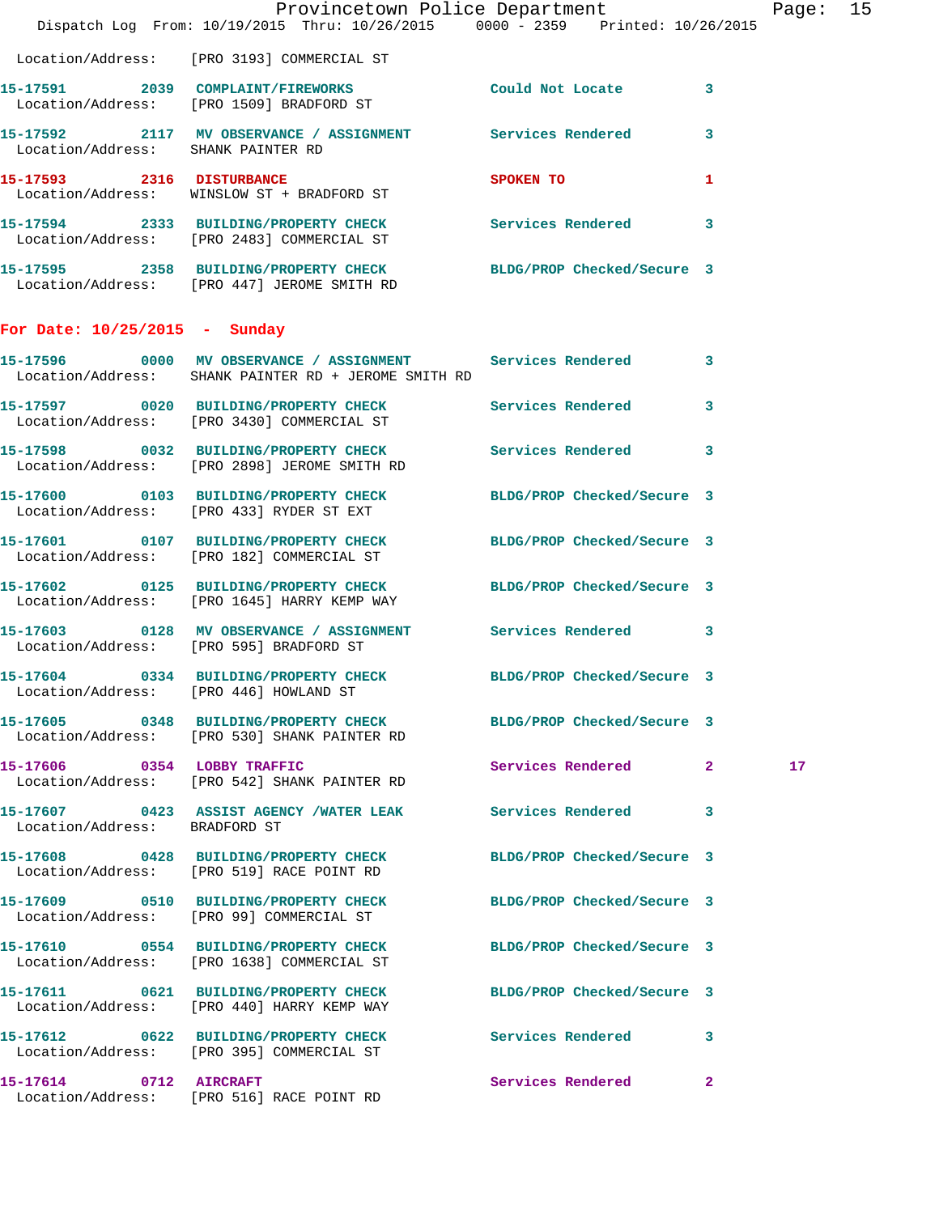Location/Address: [PRO 3193] COMMERCIAL ST

**15-17591 2039 COMPLAINT/FIREWORKS** Could Not Locate 3
Location/Address: [PRO 1509] BRADFORD ST

**15-17592 2117 MV OBSERVANCE / ASSIGNMENT** Services Rendered 3
Location/Address: SHANK PAINTER RD

**15-17593 2316 DISTURBANCE** SPOKEN TO 1
Location/Address: WINSLOW ST + BRADFORD ST

**15-17594 2333 BUILDING/PROPERTY CHECK** Services Rendered 3
Location/Address: [PRO 2483] COMMERCIAL ST

**15-17595 2358 BUILDING/PROPERTY CHECK** BLDG/PROP Checked/Secure 3
Location/Address: [PRO 447] JEROME SMITH RD

## For Date: 10/25/2015 - Sunday

**15-17596 0000 MV OBSERVANCE / ASSIGNMENT** Services Rendered 3
Location/Address: SHANK PAINTER RD + JEROME SMITH RD

**15-17597 0020 BUILDING/PROPERTY CHECK** Services Rendered 3
Location/Address: [PRO 3430] COMMERCIAL ST

**15-17598 0032 BUILDING/PROPERTY CHECK** Services Rendered 3
Location/Address: [PRO 2898] JEROME SMITH RD

**15-17600 0103 BUILDING/PROPERTY CHECK** BLDG/PROP Checked/Secure 3
Location/Address: [PRO 433] RYDER ST EXT

**15-17601 0107 BUILDING/PROPERTY CHECK** BLDG/PROP Checked/Secure 3
Location/Address: [PRO 182] COMMERCIAL ST

**15-17602 0125 BUILDING/PROPERTY CHECK** BLDG/PROP Checked/Secure 3
Location/Address: [PRO 1645] HARRY KEMP WAY

**15-17603 0128 MV OBSERVANCE / ASSIGNMENT** Services Rendered 3
Location/Address: [PRO 595] BRADFORD ST

**15-17604 0334 BUILDING/PROPERTY CHECK** BLDG/PROP Checked/Secure 3
Location/Address: [PRO 446] HOWLAND ST

**15-17605 0348 BUILDING/PROPERTY CHECK** BLDG/PROP Checked/Secure 3
Location/Address: [PRO 530] SHANK PAINTER RD

**15-17606 0354 LOBBY TRAFFIC** Services Rendered 2 17
Location/Address: [PRO 542] SHANK PAINTER RD

**15-17607 0423 ASSIST AGENCY /WATER LEAK** Services Rendered 3
Location/Address: BRADFORD ST

**15-17608 0428 BUILDING/PROPERTY CHECK** BLDG/PROP Checked/Secure 3
Location/Address: [PRO 519] RACE POINT RD

**15-17609 0510 BUILDING/PROPERTY CHECK** BLDG/PROP Checked/Secure 3
Location/Address: [PRO 99] COMMERCIAL ST

**15-17610 0554 BUILDING/PROPERTY CHECK** BLDG/PROP Checked/Secure 3
Location/Address: [PRO 1638] COMMERCIAL ST

**15-17611 0621 BUILDING/PROPERTY CHECK** BLDG/PROP Checked/Secure 3
Location/Address: [PRO 440] HARRY KEMP WAY

**15-17612 0622 BUILDING/PROPERTY CHECK** Services Rendered 3
Location/Address: [PRO 395] COMMERCIAL ST

**15-17614 0712 AIRCRAFT** Services Rendered 2
Location/Address: [PRO 516] RACE POINT RD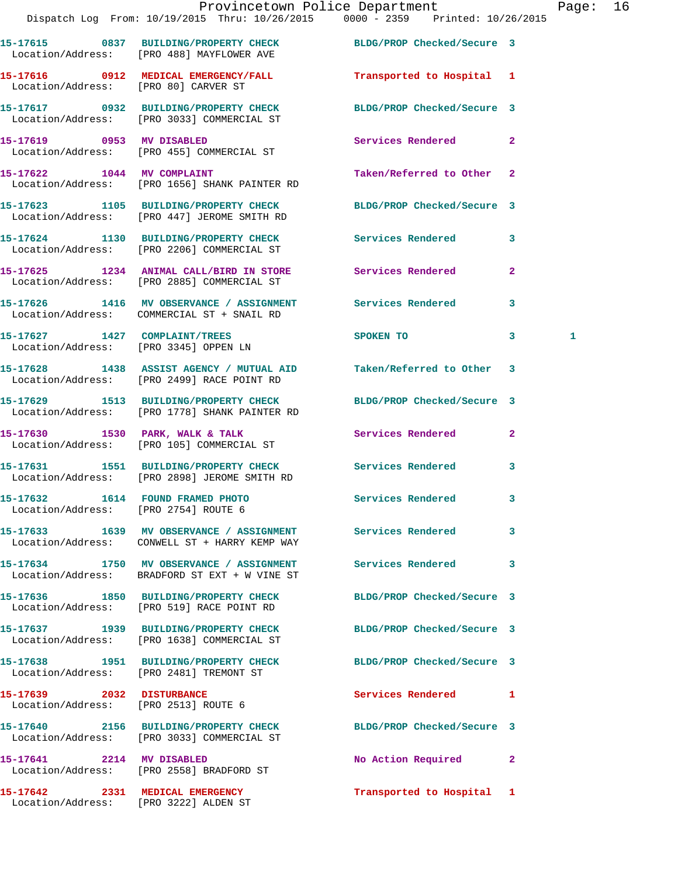15-17615 0837 BUILDING/PROPERTY CHECK BLDG/PROP Checked/Secure 3
Location/Address: [PRO 488] MAYFLOWER AVE

15-17616 0912 MEDICAL EMERGENCY/FALL Transported to Hospital 1
Location/Address: [PRO 80] CARVER ST

15-17617 0932 BUILDING/PROPERTY CHECK BLDG/PROP Checked/Secure 3
Location/Address: [PRO 3033] COMMERCIAL ST

15-17619 0953 MV DISABLED Services Rendered 2
Location/Address: [PRO 455] COMMERCIAL ST

15-17622 1044 MV COMPLAINT Taken/Referred to Other 2
Location/Address: [PRO 1656] SHANK PAINTER RD

15-17623 1105 BUILDING/PROPERTY CHECK BLDG/PROP Checked/Secure 3
Location/Address: [PRO 447] JEROME SMITH RD

15-17624 1130 BUILDING/PROPERTY CHECK Services Rendered 3
Location/Address: [PRO 2206] COMMERCIAL ST

15-17625 1234 ANIMAL CALL/BIRD IN STORE Services Rendered 2
Location/Address: [PRO 2885] COMMERCIAL ST

15-17626 1416 MV OBSERVANCE / ASSIGNMENT Services Rendered 3
Location/Address: COMMERCIAL ST + SNAIL RD

15-17627 1427 COMPLAINT/TREES SPOKEN TO 3 1
Location/Address: [PRO 3345] OPPEN LN

15-17628 1438 ASSIST AGENCY / MUTUAL AID Taken/Referred to Other 3
Location/Address: [PRO 2499] RACE POINT RD

15-17629 1513 BUILDING/PROPERTY CHECK BLDG/PROP Checked/Secure 3
Location/Address: [PRO 1778] SHANK PAINTER RD

15-17630 1530 PARK, WALK & TALK Services Rendered 2
Location/Address: [PRO 105] COMMERCIAL ST

15-17631 1551 BUILDING/PROPERTY CHECK Services Rendered 3
Location/Address: [PRO 2898] JEROME SMITH RD

15-17632 1614 FOUND FRAMED PHOTO Services Rendered 3
Location/Address: [PRO 2754] ROUTE 6

15-17633 1639 MV OBSERVANCE / ASSIGNMENT Services Rendered 3
Location/Address: CONWELL ST + HARRY KEMP WAY

15-17634 1750 MV OBSERVANCE / ASSIGNMENT Services Rendered 3
Location/Address: BRADFORD ST EXT + W VINE ST

15-17636 1850 BUILDING/PROPERTY CHECK BLDG/PROP Checked/Secure 3
Location/Address: [PRO 519] RACE POINT RD

15-17637 1939 BUILDING/PROPERTY CHECK BLDG/PROP Checked/Secure 3
Location/Address: [PRO 1638] COMMERCIAL ST

15-17638 1951 BUILDING/PROPERTY CHECK BLDG/PROP Checked/Secure 3
Location/Address: [PRO 2481] TREMONT ST

15-17639 2032 DISTURBANCE Services Rendered 1
Location/Address: [PRO 2513] ROUTE 6

15-17640 2156 BUILDING/PROPERTY CHECK BLDG/PROP Checked/Secure 3
Location/Address: [PRO 3033] COMMERCIAL ST

15-17641 2214 MV DISABLED No Action Required 2
Location/Address: [PRO 2558] BRADFORD ST

15-17642 2331 MEDICAL EMERGENCY Transported to Hospital 1
Location/Address: [PRO 3222] ALDEN ST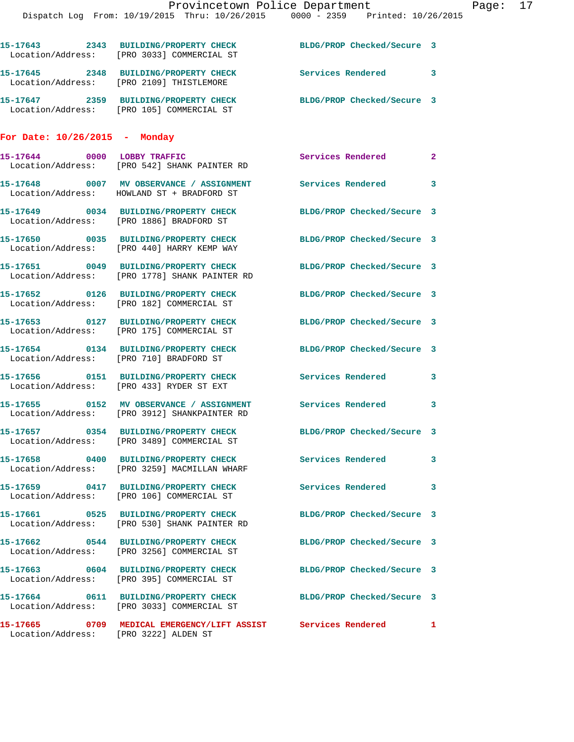15-17643 2343 BUILDING/PROPERTY CHECK BLDG/PROP Checked/Secure 3
Location/Address: [PRO 3033] COMMERCIAL ST

15-17645 2348 BUILDING/PROPERTY CHECK Services Rendered 3
Location/Address: [PRO 2109] THISTLEMORE

15-17647 2359 BUILDING/PROPERTY CHECK BLDG/PROP Checked/Secure 3
Location/Address: [PRO 105] COMMERCIAL ST

## For Date: 10/26/2015 - Monday

15-17644 0000 LOBBY TRAFFIC Services Rendered 2
Location/Address: [PRO 542] SHANK PAINTER RD

15-17648 0007 MV OBSERVANCE / ASSIGNMENT Services Rendered 3
Location/Address: HOWLAND ST + BRADFORD ST

15-17649 0034 BUILDING/PROPERTY CHECK BLDG/PROP Checked/Secure 3
Location/Address: [PRO 1886] BRADFORD ST

15-17650 0035 BUILDING/PROPERTY CHECK BLDG/PROP Checked/Secure 3
Location/Address: [PRO 440] HARRY KEMP WAY

15-17651 0049 BUILDING/PROPERTY CHECK BLDG/PROP Checked/Secure 3
Location/Address: [PRO 1778] SHANK PAINTER RD

15-17652 0126 BUILDING/PROPERTY CHECK BLDG/PROP Checked/Secure 3
Location/Address: [PRO 182] COMMERCIAL ST

15-17653 0127 BUILDING/PROPERTY CHECK BLDG/PROP Checked/Secure 3
Location/Address: [PRO 175] COMMERCIAL ST

15-17654 0134 BUILDING/PROPERTY CHECK BLDG/PROP Checked/Secure 3
Location/Address: [PRO 710] BRADFORD ST

15-17656 0151 BUILDING/PROPERTY CHECK Services Rendered 3
Location/Address: [PRO 433] RYDER ST EXT

15-17655 0152 MV OBSERVANCE / ASSIGNMENT Services Rendered 3
Location/Address: [PRO 3912] SHANKPAINTER RD

15-17657 0354 BUILDING/PROPERTY CHECK BLDG/PROP Checked/Secure 3
Location/Address: [PRO 3489] COMMERCIAL ST

15-17658 0400 BUILDING/PROPERTY CHECK Services Rendered 3
Location/Address: [PRO 3259] MACMILLAN WHARF

15-17659 0417 BUILDING/PROPERTY CHECK Services Rendered 3
Location/Address: [PRO 106] COMMERCIAL ST

15-17661 0525 BUILDING/PROPERTY CHECK BLDG/PROP Checked/Secure 3
Location/Address: [PRO 530] SHANK PAINTER RD

15-17662 0544 BUILDING/PROPERTY CHECK BLDG/PROP Checked/Secure 3
Location/Address: [PRO 3256] COMMERCIAL ST

15-17663 0604 BUILDING/PROPERTY CHECK BLDG/PROP Checked/Secure 3
Location/Address: [PRO 395] COMMERCIAL ST

15-17664 0611 BUILDING/PROPERTY CHECK BLDG/PROP Checked/Secure 3
Location/Address: [PRO 3033] COMMERCIAL ST

15-17665 0709 MEDICAL EMERGENCY/LIFT ASSIST Services Rendered 1
Location/Address: [PRO 3222] ALDEN ST